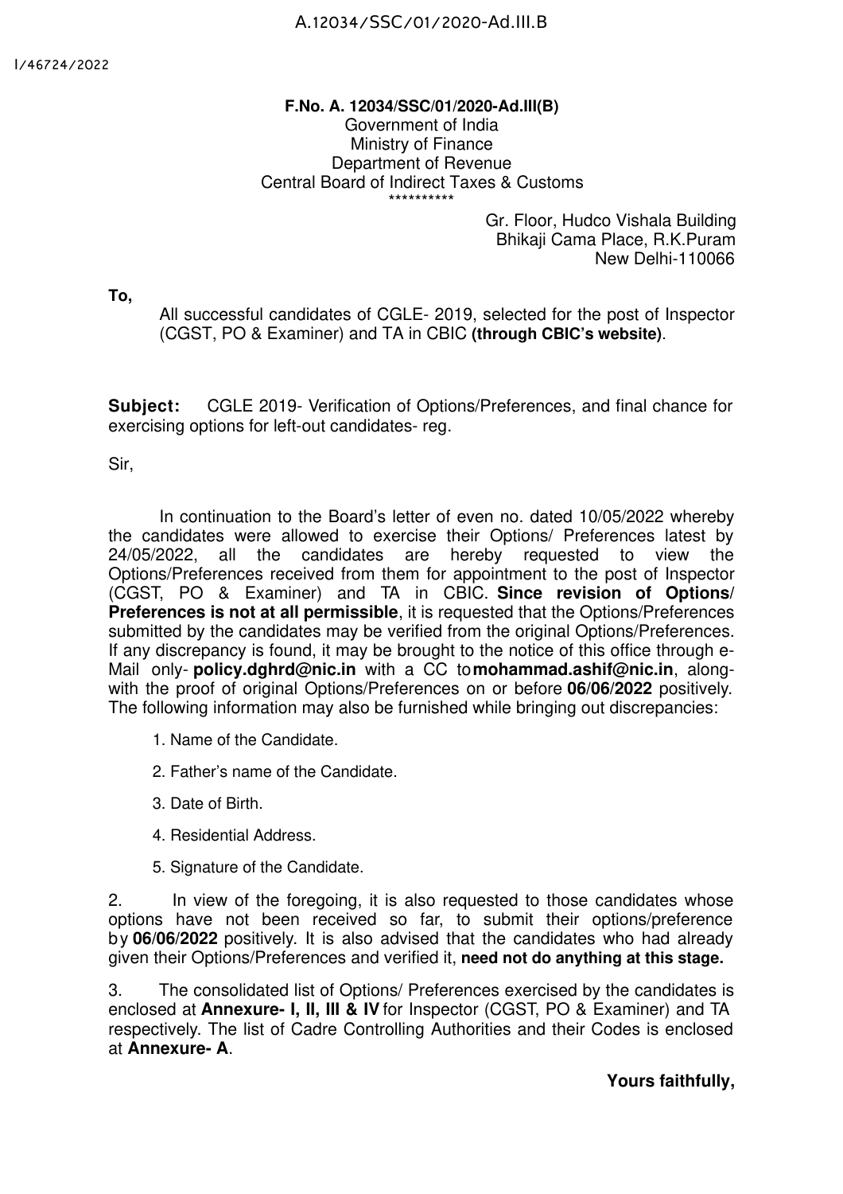**F.No. A. 12034/SSC/01/2020-Ad.III(B)**
Government of India
Ministry of Finance
Department of Revenue
Central Board of Indirect Taxes & Customs
\*\*\*\*\*\*\*\*\*\*

Gr. Floor, Hudco Vishala Building
Bhikaji Cama Place, R.K.Puram
New Delhi-110066

**To,**

All successful candidates of CGLE- 2019, selected for the post of Inspector (CGST, PO & Examiner) and TA in CBIC **(through CBIC's website)**.

**Subject:** CGLE 2019- Verification of Options/Preferences, and final chance for exercising options for left-out candidates- reg.

Sir,

In continuation to the Board's letter of even no. dated 10/05/2022 whereby the candidates were allowed to exercise their Options/ Preferences latest by 24/05/2022, all the candidates are hereby requested to view the Options/Preferences received from them for appointment to the post of Inspector (CGST, PO & Examiner) and TA in CBIC. **Since revision of Options/ Preferences is not at all permissible**, it is requested that the Options/Preferences submitted by the candidates may be verified from the original Options/Preferences. If any discrepancy is found, it may be brought to the notice of this office through e-Mail only- **policy.dghrd@nic.in** with a CC to **mohammad.ashif@nic.in**, along-with the proof of original Options/Preferences on or before **06/06/2022** positively. The following information may also be furnished while bringing out discrepancies:

1. Name of the Candidate.
2. Father's name of the Candidate.
3. Date of Birth.
4. Residential Address.
5. Signature of the Candidate.

2. In view of the foregoing, it is also requested to those candidates whose options have not been received so far, to submit their options/preference by **06/06/2022** positively. It is also advised that the candidates who had already given their Options/Preferences and verified it, **need not do anything at this stage.**

3. The consolidated list of Options/ Preferences exercised by the candidates is enclosed at **Annexure- I, II, III & IV** for Inspector (CGST, PO & Examiner) and TA respectively. The list of Cadre Controlling Authorities and their Codes is enclosed at **Annexure- A**.

**Yours faithfully,**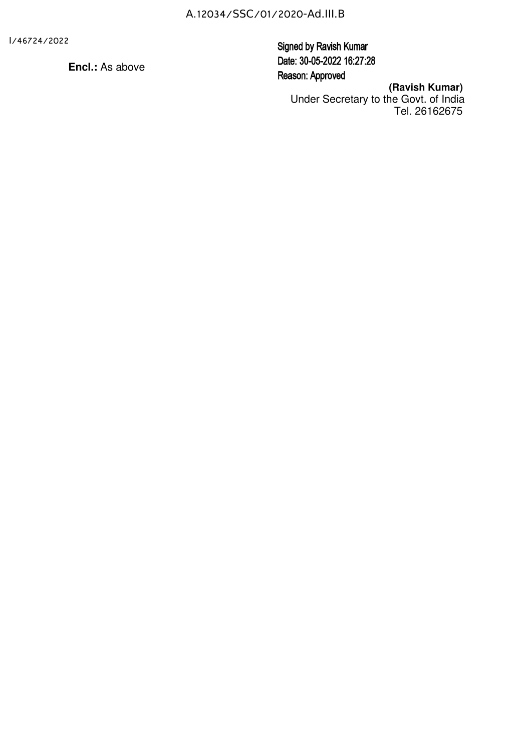**Encl.:** As above

Signed by Ravish Kumar
Date: 30-05-2022 16:27:28
Reason: Approved

**(Ravish Kumar)**
Under Secretary to the Govt. of India
Tel. 26162675